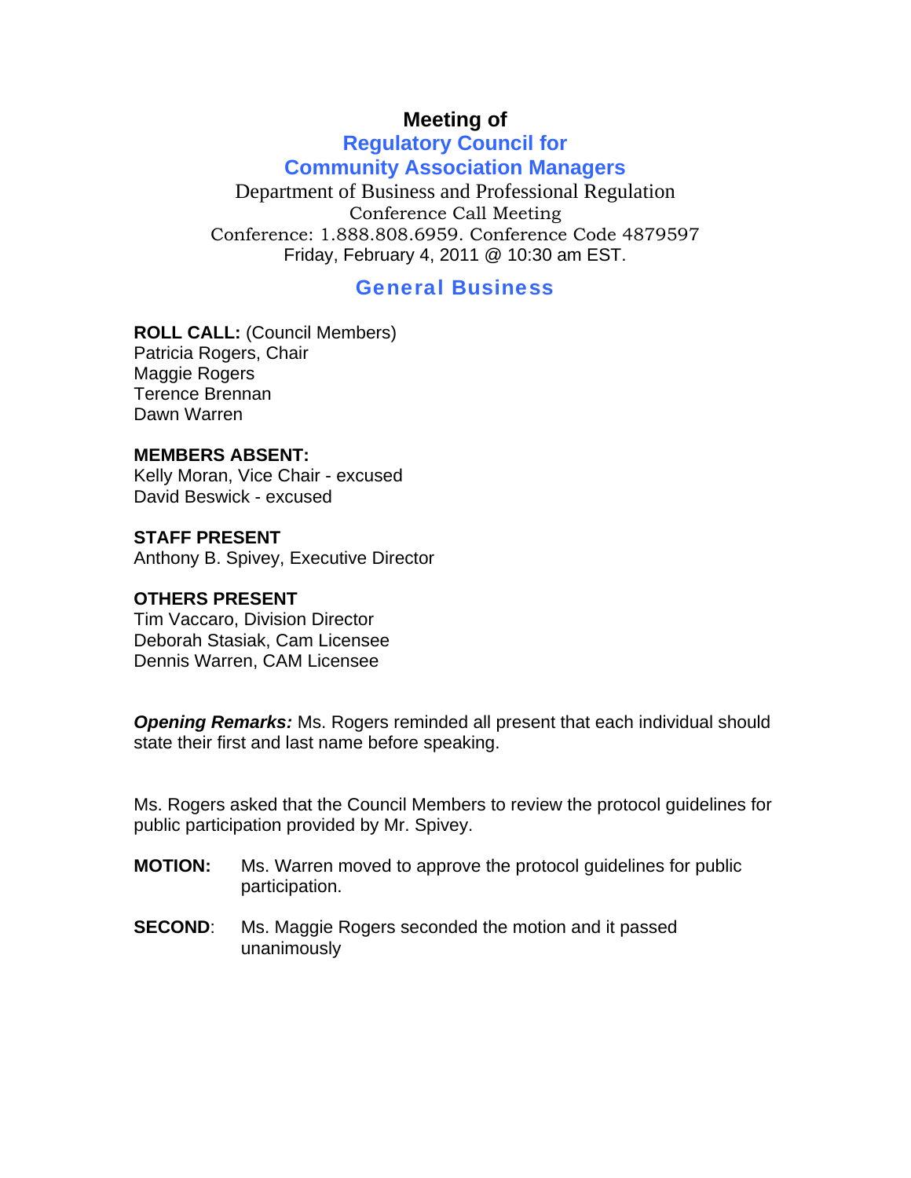# Meeting of

## Regulatory Council for Community Association Managers

Department of Business and Professional Regulation
Conference Call Meeting
Conference: 1.888.808.6959. Conference Code 4879597
Friday, February 4, 2011 @ 10:30 am EST.

## General Business

**ROLL CALL:** (Council Members)
Patricia Rogers, Chair
Maggie Rogers
Terence Brennan
Dawn Warren

**MEMBERS ABSENT:**
Kelly Moran, Vice Chair - excused
David Beswick - excused

**STAFF PRESENT**
Anthony B. Spivey, Executive Director

**OTHERS PRESENT**
Tim Vaccaro, Division Director
Deborah Stasiak, Cam Licensee
Dennis Warren, CAM Licensee

***Opening Remarks:*** Ms. Rogers reminded all present that each individual should state their first and last name before speaking.

Ms. Rogers asked that the Council Members to review the protocol guidelines for public participation provided by Mr. Spivey.

**MOTION:** Ms. Warren moved to approve the protocol guidelines for public participation.

**SECOND**: Ms. Maggie Rogers seconded the motion and it passed unanimously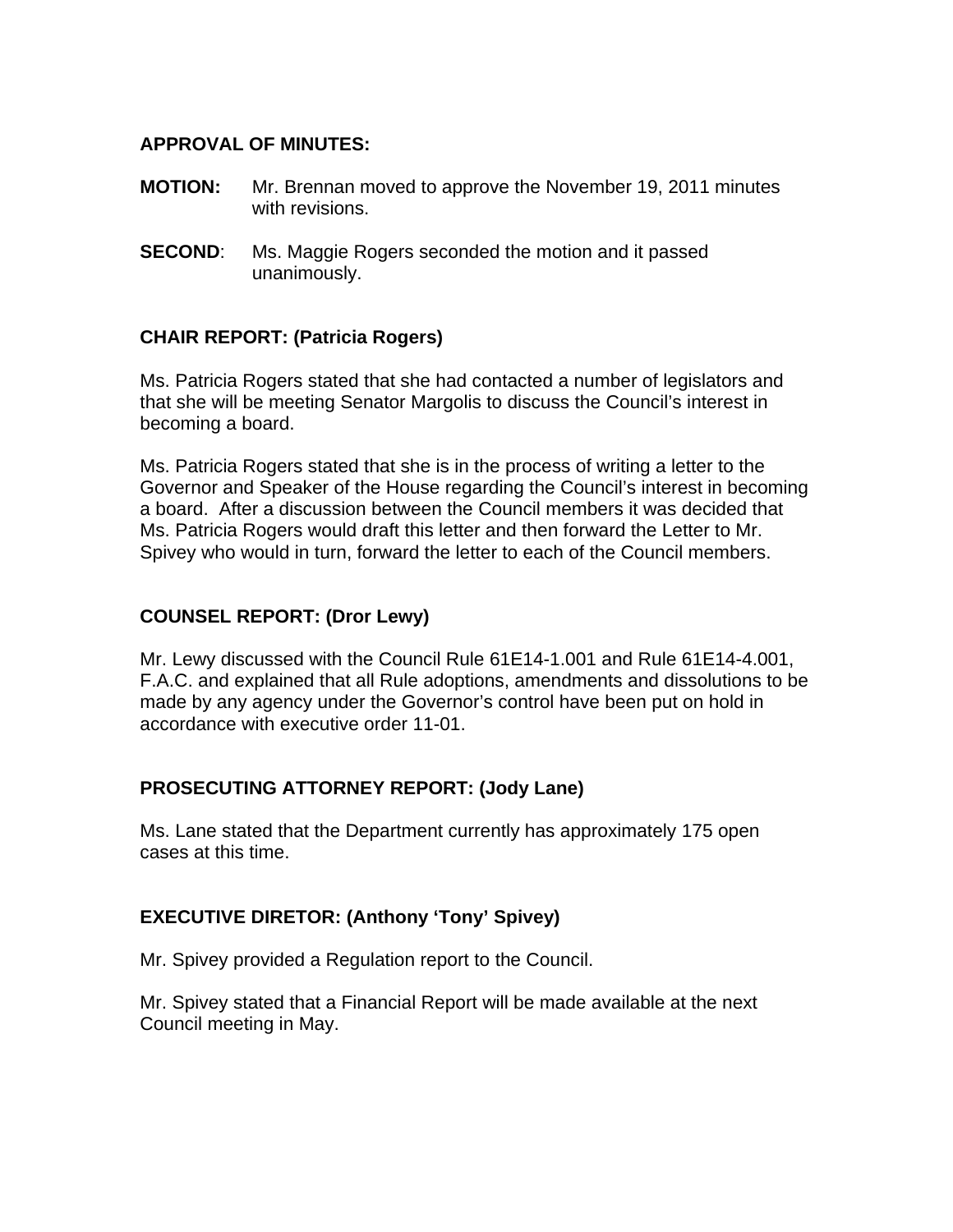**APPROVAL OF MINUTES:**

**MOTION:** Mr. Brennan moved to approve the November 19, 2011 minutes with revisions.

**SECOND**: Ms. Maggie Rogers seconded the motion and it passed unanimously.

**CHAIR REPORT: (Patricia Rogers)**

Ms. Patricia Rogers stated that she had contacted a number of legislators and that she will be meeting Senator Margolis to discuss the Council's interest in becoming a board.

Ms. Patricia Rogers stated that she is in the process of writing a letter to the Governor and Speaker of the House regarding the Council's interest in becoming a board. After a discussion between the Council members it was decided that Ms. Patricia Rogers would draft this letter and then forward the Letter to Mr. Spivey who would in turn, forward the letter to each of the Council members.

**COUNSEL REPORT: (Dror Lewy)**

Mr. Lewy discussed with the Council Rule 61E14-1.001 and Rule 61E14-4.001, F.A.C. and explained that all Rule adoptions, amendments and dissolutions to be made by any agency under the Governor's control have been put on hold in accordance with executive order 11-01.

**PROSECUTING ATTORNEY REPORT: (Jody Lane)**

Ms. Lane stated that the Department currently has approximately 175 open cases at this time.

**EXECUTIVE DIRETOR: (Anthony 'Tony' Spivey)**

Mr. Spivey provided a Regulation report to the Council.

Mr. Spivey stated that a Financial Report will be made available at the next Council meeting in May.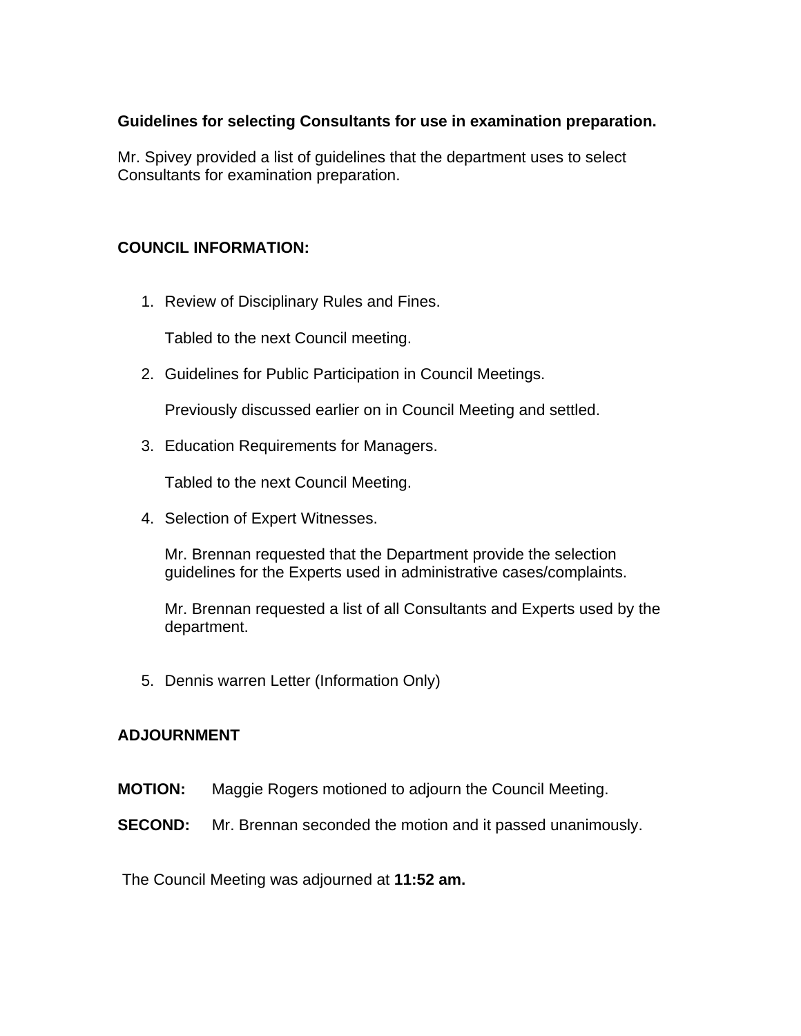**Guidelines for selecting Consultants for use in examination preparation.**

Mr. Spivey provided a list of guidelines that the department uses to select Consultants for examination preparation.

## COUNCIL INFORMATION:

1. Review of Disciplinary Rules and Fines.

   Tabled to the next Council meeting.

2. Guidelines for Public Participation in Council Meetings.

   Previously discussed earlier on in Council Meeting and settled.

3. Education Requirements for Managers.

   Tabled to the next Council Meeting.

4. Selection of Expert Witnesses.

   Mr. Brennan requested that the Department provide the selection guidelines for the Experts used in administrative cases/complaints.

   Mr. Brennan requested a list of all Consultants and Experts used by the department.

5. Dennis warren Letter (Information Only)

## ADJOURNMENT

**MOTION:** Maggie Rogers motioned to adjourn the Council Meeting.

**SECOND:** Mr. Brennan seconded the motion and it passed unanimously.

The Council Meeting was adjourned at **11:52 am.**